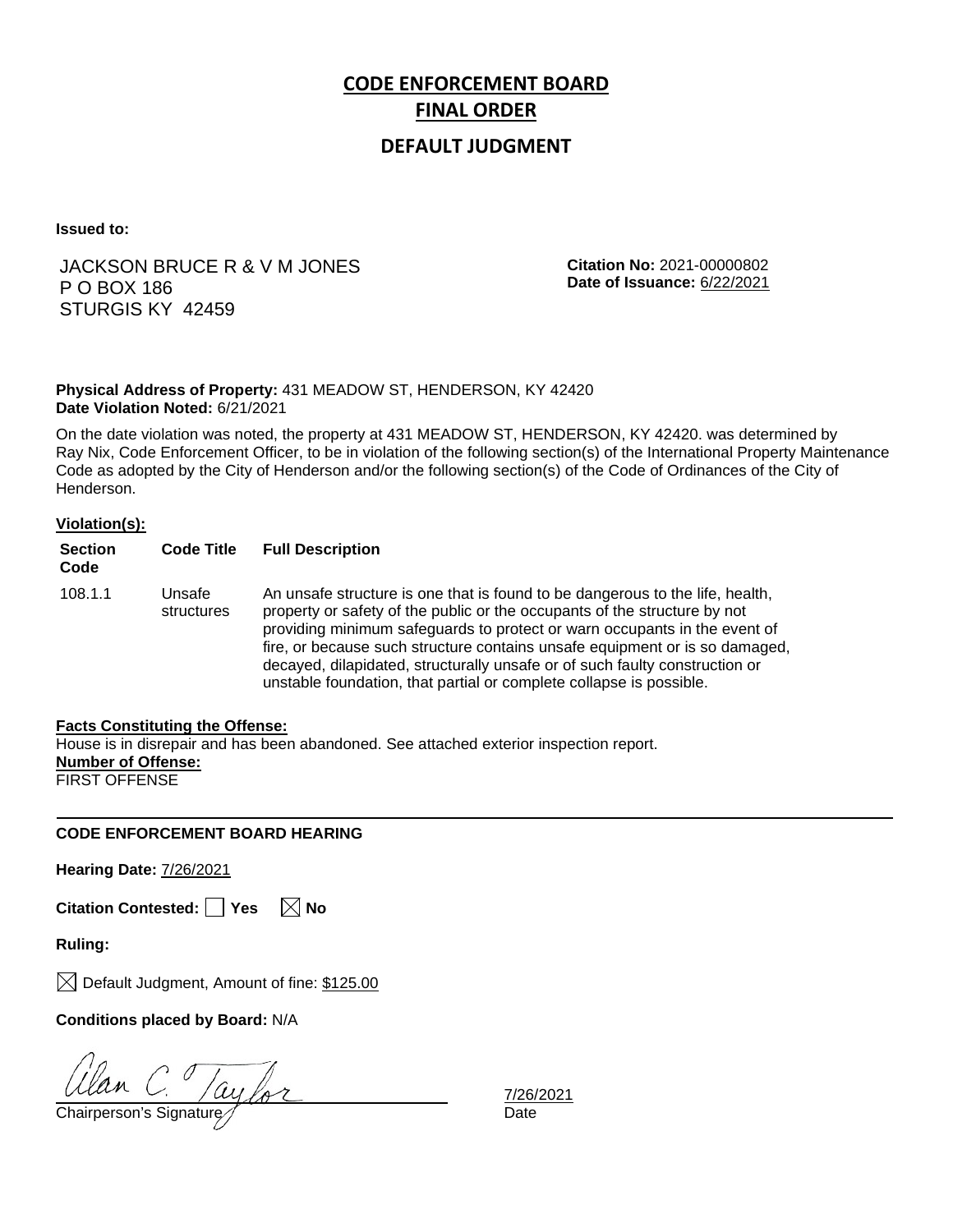# CODE ENFORCEMENT BOARD
# FINAL ORDER

## DEFAULT JUDGMENT

**Issued to:**

JACKSON BRUCE R & V M JONES
P O BOX 186
STURGIS KY 42459

**Citation No:** 2021-00000802
**Date of Issuance:** 6/22/2021

**Physical Address of Property:** 431 MEADOW ST, HENDERSON, KY 42420
**Date Violation Noted:** 6/21/2021

On the date violation was noted, the property at 431 MEADOW ST, HENDERSON, KY 42420. was determined by Ray Nix, Code Enforcement Officer, to be in violation of the following section(s) of the International Property Maintenance Code as adopted by the City of Henderson and/or the following section(s) of the Code of Ordinances of the City of Henderson.

**Violation(s):**

| Section Code | Code Title | Full Description |
|---|---|---|
| 108.1.1 | Unsafe structures | An unsafe structure is one that is found to be dangerous to the life, health, property or safety of the public or the occupants of the structure by not providing minimum safeguards to protect or warn occupants in the event of fire, or because such structure contains unsafe equipment or is so damaged, decayed, dilapidated, structurally unsafe or of such faulty construction or unstable foundation, that partial or complete collapse is possible. |

**Facts Constituting the Offense:**
House is in disrepair and has been abandoned. See attached exterior inspection report.
**Number of Offense:**
FIRST OFFENSE

---

**CODE ENFORCEMENT BOARD HEARING**

**Hearing Date:** 7/26/2021

**Citation Contested:** ☐ Yes ☒ No

**Ruling:**

☒ Default Judgment, Amount of fine: $125.00

**Conditions placed by Board:** N/A

Alan C. Taylor — 7/26/2021
Chairperson's Signature — Date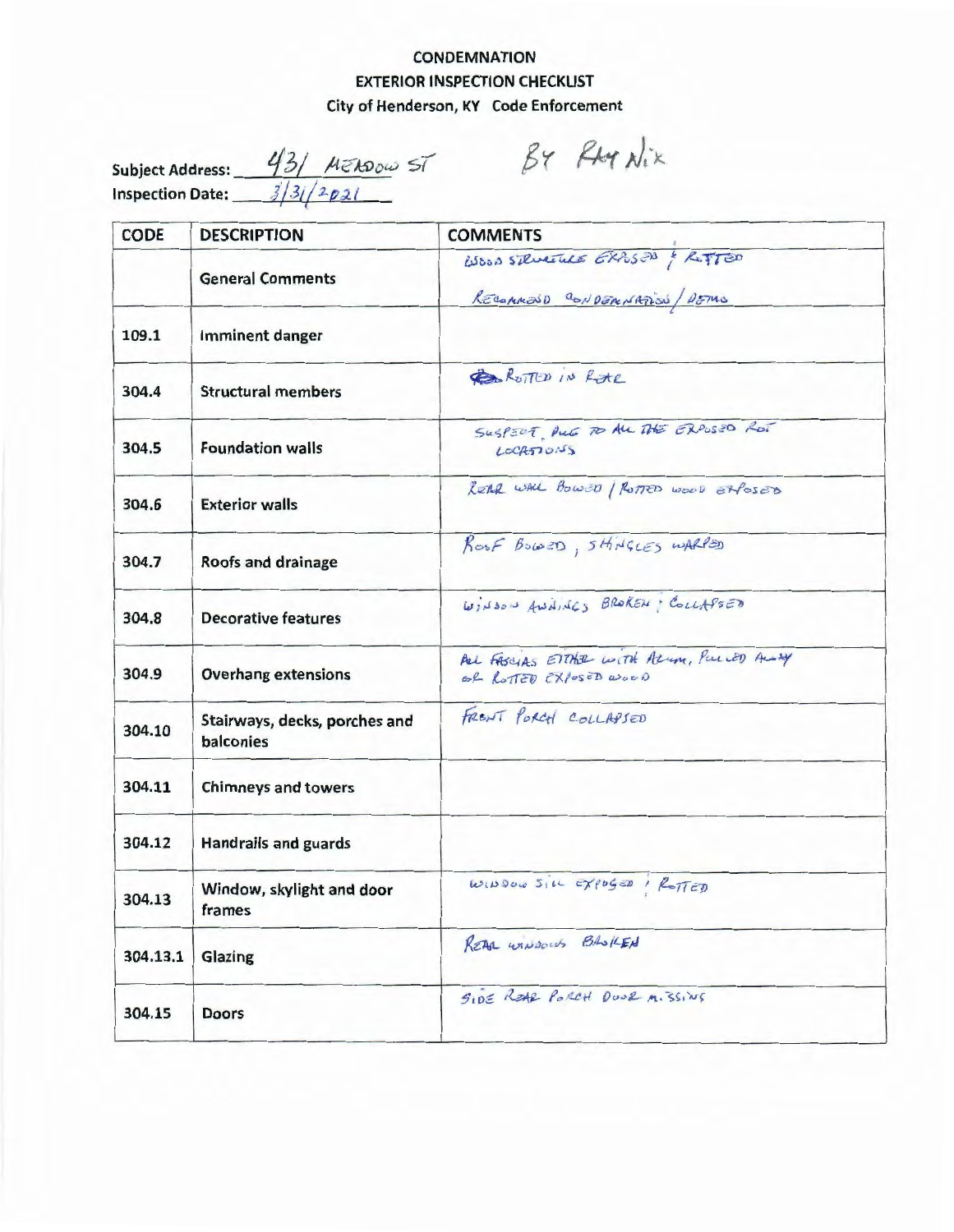**CONDEMNATION**

**EXTERIOR INSPECTION CHECKLIST**

**City of Henderson, KY Code Enforcement**

Subject Address: 431 MEADOW ST BY RAY NIX

Inspection Date: 3/31/2021

| CODE | DESCRIPTION | COMMENTS |
|---|---|---|
| | General Comments | WOOD STRUCTURE EXPOSED & ROTTED RECOMMEND CONDEMNATION / DEMO |
| 109.1 | Imminent danger | |
| 304.4 | Structural members | ROTTED IN REAR |
| 304.5 | Foundation walls | SUSPECT, DUE TO ALL THE EXPOSED ROT LOCATIONS |
| 304.6 | Exterior walls | REAR WALL BOWED / ROTTED WOOD EXPOSED |
| 304.7 | Roofs and drainage | ROOF BOWED, SHINGLES WARPED |
| 304.8 | Decorative features | WINDOW AWNINGS BROKEN ; COLLAPSED |
| 304.9 | Overhang extensions | ALL FASCIAS EITHER WITH ALUM, PULLED AWAY OR ROTTED EXPOSED WOOD |
| 304.10 | Stairways, decks, porches and balconies | FRONT PORCH COLLAPSED |
| 304.11 | Chimneys and towers | |
| 304.12 | Handrails and guards | |
| 304.13 | Window, skylight and door frames | WINDOW SILL EXPOSED ; ROTTED |
| 304.13.1 | Glazing | REAR WINDOWS BROKEN |
| 304.15 | Doors | SIDE REAR PORCH DOOR MISSING |